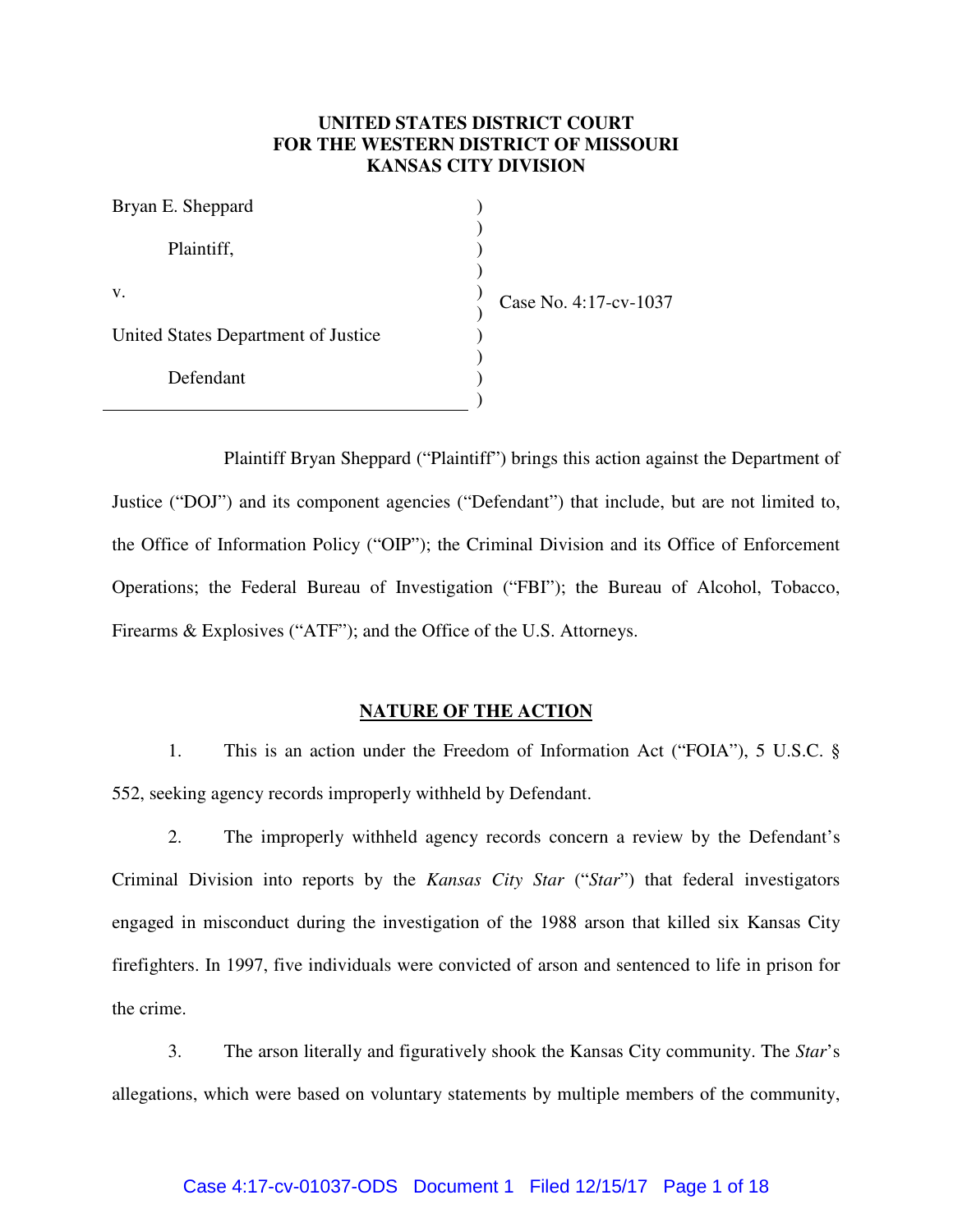**UNITED STATES DISTRICT COURT**
**FOR THE WESTERN DISTRICT OF MISSOURI**
**KANSAS CITY DIVISION**

| | |
|---|---|
| Bryan E. Sheppard<br><br>Plaintiff,<br><br>v.<br><br>United States Department of Justice<br><br>Defendant | Case No. 4:17-cv-1037 |

Plaintiff Bryan Sheppard ("Plaintiff") brings this action against the Department of Justice ("DOJ") and its component agencies ("Defendant") that include, but are not limited to, the Office of Information Policy ("OIP"); the Criminal Division and its Office of Enforcement Operations; the Federal Bureau of Investigation ("FBI"); the Bureau of Alcohol, Tobacco, Firearms & Explosives ("ATF"); and the Office of the U.S. Attorneys.

## NATURE OF THE ACTION

1. This is an action under the Freedom of Information Act ("FOIA"), 5 U.S.C. § 552, seeking agency records improperly withheld by Defendant.

2. The improperly withheld agency records concern a review by the Defendant's Criminal Division into reports by the *Kansas City Star* ("*Star*") that federal investigators engaged in misconduct during the investigation of the 1988 arson that killed six Kansas City firefighters. In 1997, five individuals were convicted of arson and sentenced to life in prison for the crime.

3. The arson literally and figuratively shook the Kansas City community. The *Star*'s allegations, which were based on voluntary statements by multiple members of the community,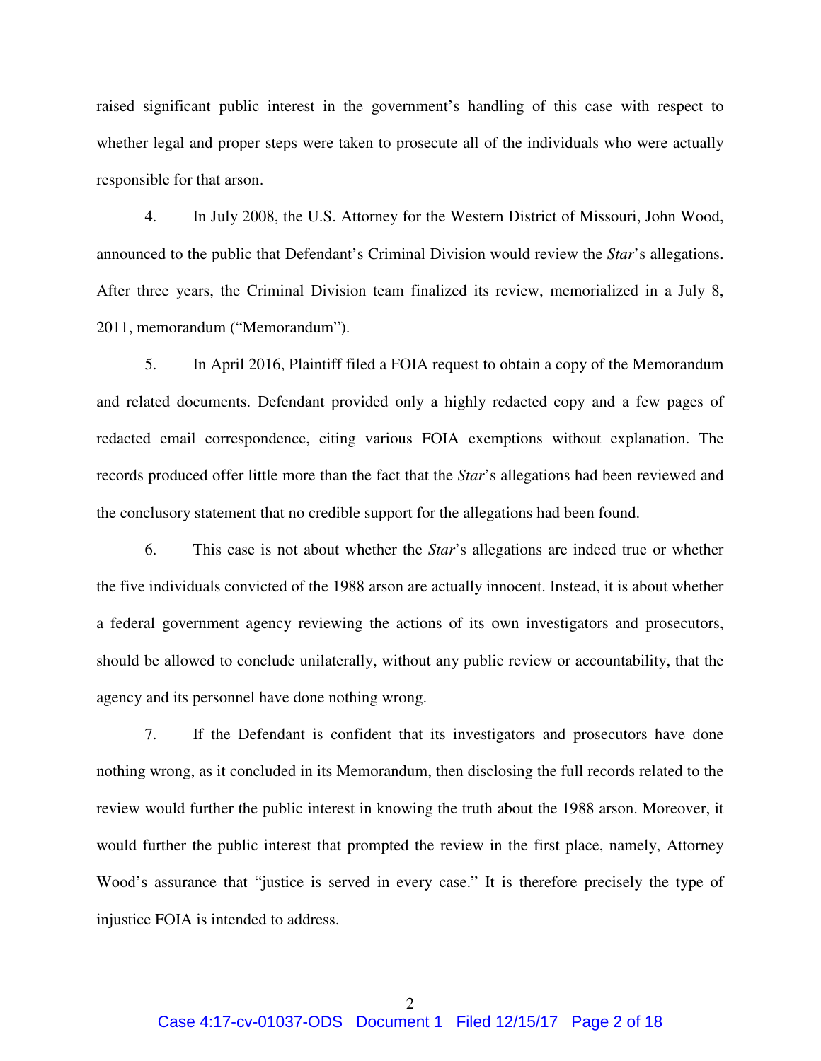raised significant public interest in the government's handling of this case with respect to whether legal and proper steps were taken to prosecute all of the individuals who were actually responsible for that arson.

4. In July 2008, the U.S. Attorney for the Western District of Missouri, John Wood, announced to the public that Defendant's Criminal Division would review the *Star*'s allegations. After three years, the Criminal Division team finalized its review, memorialized in a July 8, 2011, memorandum ("Memorandum").

5. In April 2016, Plaintiff filed a FOIA request to obtain a copy of the Memorandum and related documents. Defendant provided only a highly redacted copy and a few pages of redacted email correspondence, citing various FOIA exemptions without explanation. The records produced offer little more than the fact that the *Star*'s allegations had been reviewed and the conclusory statement that no credible support for the allegations had been found.

6. This case is not about whether the *Star*'s allegations are indeed true or whether the five individuals convicted of the 1988 arson are actually innocent. Instead, it is about whether a federal government agency reviewing the actions of its own investigators and prosecutors, should be allowed to conclude unilaterally, without any public review or accountability, that the agency and its personnel have done nothing wrong.

7. If the Defendant is confident that its investigators and prosecutors have done nothing wrong, as it concluded in its Memorandum, then disclosing the full records related to the review would further the public interest in knowing the truth about the 1988 arson. Moreover, it would further the public interest that prompted the review in the first place, namely, Attorney Wood's assurance that "justice is served in every case." It is therefore precisely the type of injustice FOIA is intended to address.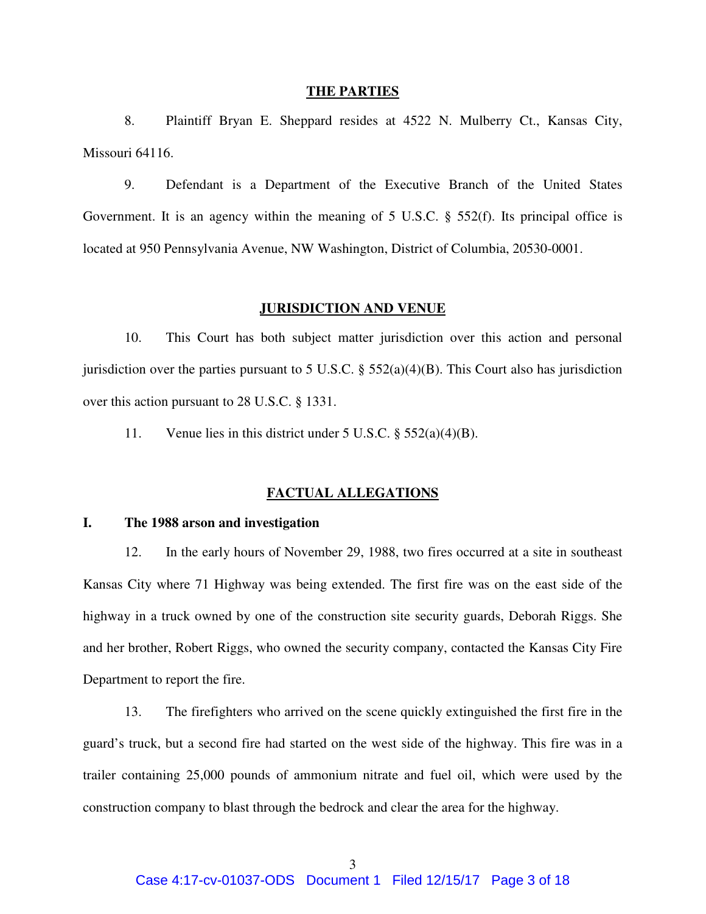## THE PARTIES

8. Plaintiff Bryan E. Sheppard resides at 4522 N. Mulberry Ct., Kansas City, Missouri 64116.

9. Defendant is a Department of the Executive Branch of the United States Government. It is an agency within the meaning of 5 U.S.C. § 552(f). Its principal office is located at 950 Pennsylvania Avenue, NW Washington, District of Columbia, 20530-0001.

## JURISDICTION AND VENUE

10. This Court has both subject matter jurisdiction over this action and personal jurisdiction over the parties pursuant to 5 U.S.C. § 552(a)(4)(B). This Court also has jurisdiction over this action pursuant to 28 U.S.C. § 1331.

11. Venue lies in this district under 5 U.S.C. § 552(a)(4)(B).

## FACTUAL ALLEGATIONS

### I. The 1988 arson and investigation

12. In the early hours of November 29, 1988, two fires occurred at a site in southeast Kansas City where 71 Highway was being extended. The first fire was on the east side of the highway in a truck owned by one of the construction site security guards, Deborah Riggs. She and her brother, Robert Riggs, who owned the security company, contacted the Kansas City Fire Department to report the fire.

13. The firefighters who arrived on the scene quickly extinguished the first fire in the guard's truck, but a second fire had started on the west side of the highway. This fire was in a trailer containing 25,000 pounds of ammonium nitrate and fuel oil, which were used by the construction company to blast through the bedrock and clear the area for the highway.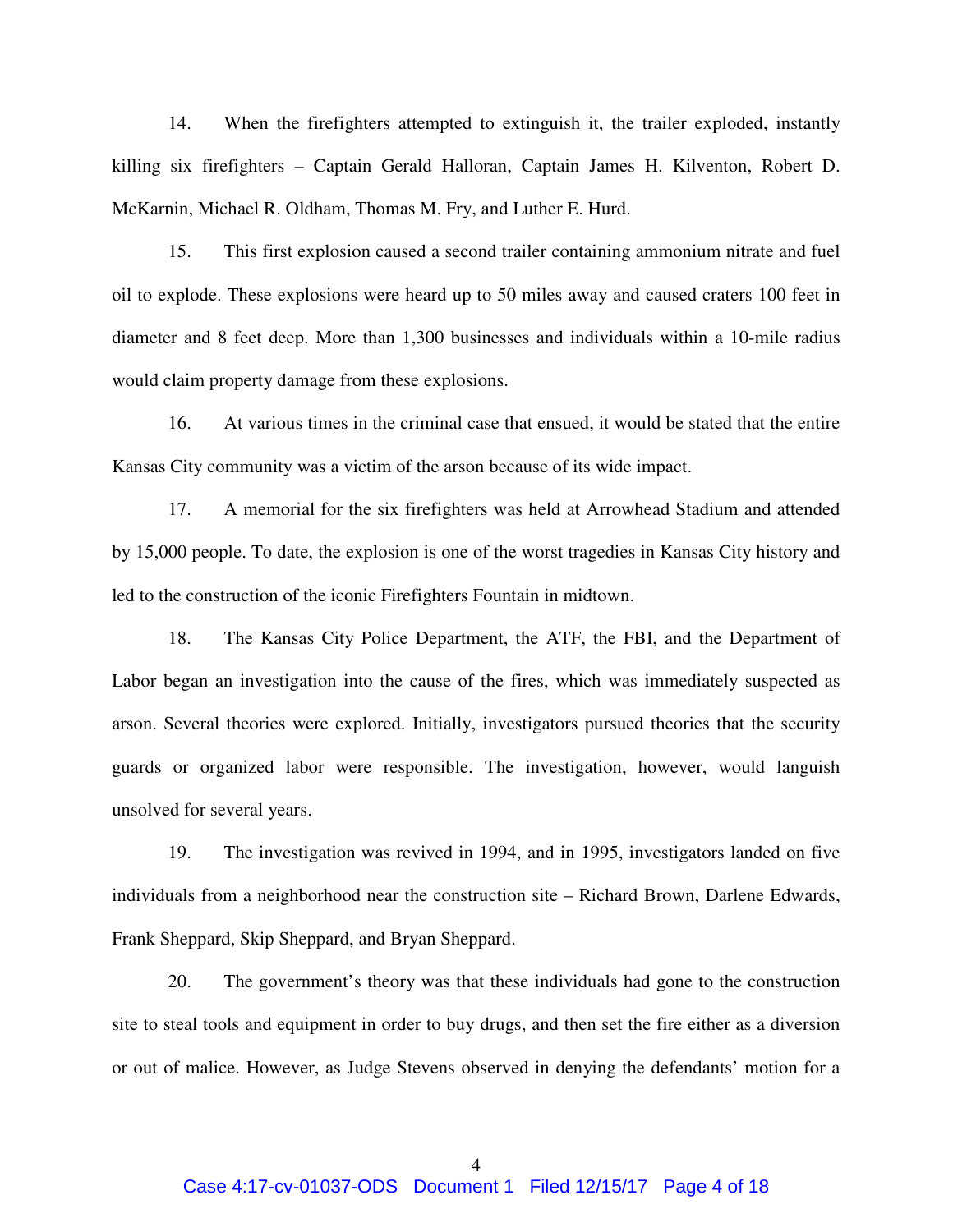14. When the firefighters attempted to extinguish it, the trailer exploded, instantly killing six firefighters – Captain Gerald Halloran, Captain James H. Kilventon, Robert D. McKarnin, Michael R. Oldham, Thomas M. Fry, and Luther E. Hurd.

15. This first explosion caused a second trailer containing ammonium nitrate and fuel oil to explode. These explosions were heard up to 50 miles away and caused craters 100 feet in diameter and 8 feet deep. More than 1,300 businesses and individuals within a 10-mile radius would claim property damage from these explosions.

16. At various times in the criminal case that ensued, it would be stated that the entire Kansas City community was a victim of the arson because of its wide impact.

17. A memorial for the six firefighters was held at Arrowhead Stadium and attended by 15,000 people. To date, the explosion is one of the worst tragedies in Kansas City history and led to the construction of the iconic Firefighters Fountain in midtown.

18. The Kansas City Police Department, the ATF, the FBI, and the Department of Labor began an investigation into the cause of the fires, which was immediately suspected as arson. Several theories were explored. Initially, investigators pursued theories that the security guards or organized labor were responsible. The investigation, however, would languish unsolved for several years.

19. The investigation was revived in 1994, and in 1995, investigators landed on five individuals from a neighborhood near the construction site – Richard Brown, Darlene Edwards, Frank Sheppard, Skip Sheppard, and Bryan Sheppard.

20. The government's theory was that these individuals had gone to the construction site to steal tools and equipment in order to buy drugs, and then set the fire either as a diversion or out of malice. However, as Judge Stevens observed in denying the defendants' motion for a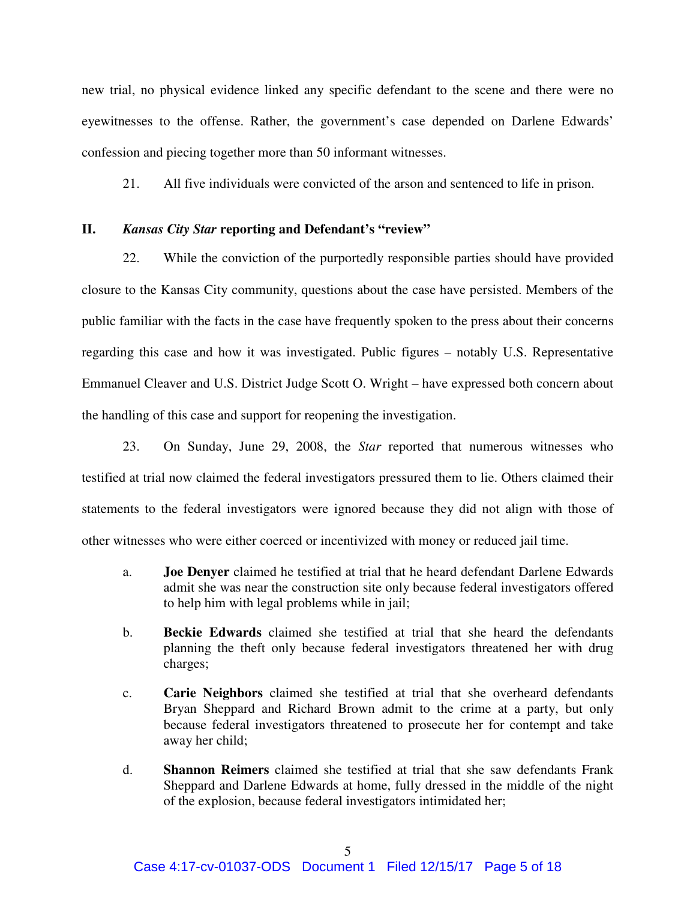new trial, no physical evidence linked any specific defendant to the scene and there were no eyewitnesses to the offense. Rather, the government's case depended on Darlene Edwards' confession and piecing together more than 50 informant witnesses.

21. All five individuals were convicted of the arson and sentenced to life in prison.

## II. *Kansas City Star* reporting and Defendant's "review"

22. While the conviction of the purportedly responsible parties should have provided closure to the Kansas City community, questions about the case have persisted. Members of the public familiar with the facts in the case have frequently spoken to the press about their concerns regarding this case and how it was investigated. Public figures – notably U.S. Representative Emmanuel Cleaver and U.S. District Judge Scott O. Wright – have expressed both concern about the handling of this case and support for reopening the investigation.

23. On Sunday, June 29, 2008, the *Star* reported that numerous witnesses who testified at trial now claimed the federal investigators pressured them to lie. Others claimed their statements to the federal investigators were ignored because they did not align with those of other witnesses who were either coerced or incentivized with money or reduced jail time.

a. **Joe Denyer** claimed he testified at trial that he heard defendant Darlene Edwards admit she was near the construction site only because federal investigators offered to help him with legal problems while in jail;

b. **Beckie Edwards** claimed she testified at trial that she heard the defendants planning the theft only because federal investigators threatened her with drug charges;

c. **Carie Neighbors** claimed she testified at trial that she overheard defendants Bryan Sheppard and Richard Brown admit to the crime at a party, but only because federal investigators threatened to prosecute her for contempt and take away her child;

d. **Shannon Reimers** claimed she testified at trial that she saw defendants Frank Sheppard and Darlene Edwards at home, fully dressed in the middle of the night of the explosion, because federal investigators intimidated her;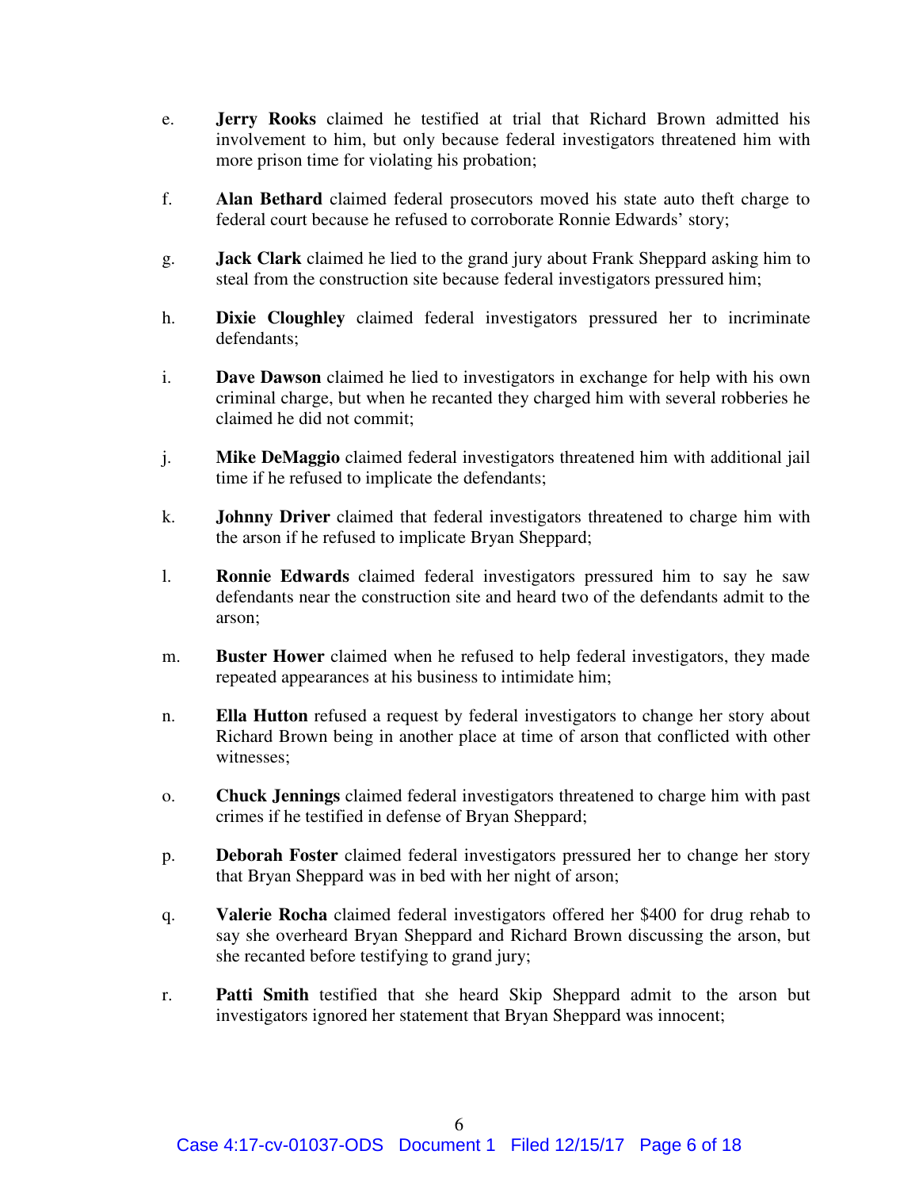e. **Jerry Rooks** claimed he testified at trial that Richard Brown admitted his involvement to him, but only because federal investigators threatened him with more prison time for violating his probation;

f. **Alan Bethard** claimed federal prosecutors moved his state auto theft charge to federal court because he refused to corroborate Ronnie Edwards' story;

g. **Jack Clark** claimed he lied to the grand jury about Frank Sheppard asking him to steal from the construction site because federal investigators pressured him;

h. **Dixie Cloughley** claimed federal investigators pressured her to incriminate defendants;

i. **Dave Dawson** claimed he lied to investigators in exchange for help with his own criminal charge, but when he recanted they charged him with several robberies he claimed he did not commit;

j. **Mike DeMaggio** claimed federal investigators threatened him with additional jail time if he refused to implicate the defendants;

k. **Johnny Driver** claimed that federal investigators threatened to charge him with the arson if he refused to implicate Bryan Sheppard;

l. **Ronnie Edwards** claimed federal investigators pressured him to say he saw defendants near the construction site and heard two of the defendants admit to the arson;

m. **Buster Hower** claimed when he refused to help federal investigators, they made repeated appearances at his business to intimidate him;

n. **Ella Hutton** refused a request by federal investigators to change her story about Richard Brown being in another place at time of arson that conflicted with other witnesses;

o. **Chuck Jennings** claimed federal investigators threatened to charge him with past crimes if he testified in defense of Bryan Sheppard;

p. **Deborah Foster** claimed federal investigators pressured her to change her story that Bryan Sheppard was in bed with her night of arson;

q. **Valerie Rocha** claimed federal investigators offered her $400 for drug rehab to say she overheard Bryan Sheppard and Richard Brown discussing the arson, but she recanted before testifying to grand jury;

r. **Patti Smith** testified that she heard Skip Sheppard admit to the arson but investigators ignored her statement that Bryan Sheppard was innocent;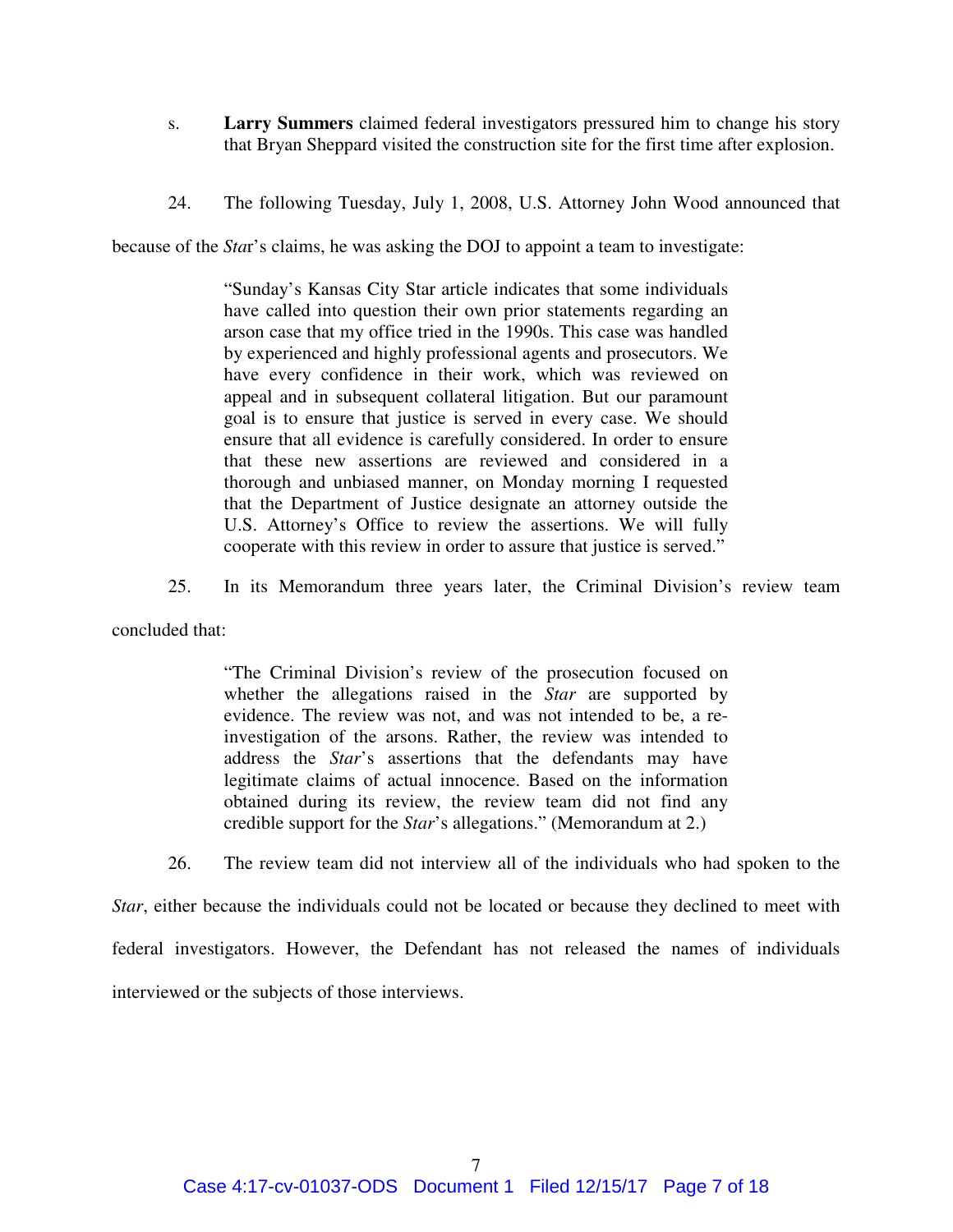s. **Larry Summers** claimed federal investigators pressured him to change his story that Bryan Sheppard visited the construction site for the first time after explosion.

24. The following Tuesday, July 1, 2008, U.S. Attorney John Wood announced that because of the *Sta*r's claims, he was asking the DOJ to appoint a team to investigate:

> "Sunday's Kansas City Star article indicates that some individuals have called into question their own prior statements regarding an arson case that my office tried in the 1990s. This case was handled by experienced and highly professional agents and prosecutors. We have every confidence in their work, which was reviewed on appeal and in subsequent collateral litigation. But our paramount goal is to ensure that justice is served in every case. We should ensure that all evidence is carefully considered. In order to ensure that these new assertions are reviewed and considered in a thorough and unbiased manner, on Monday morning I requested that the Department of Justice designate an attorney outside the U.S. Attorney's Office to review the assertions. We will fully cooperate with this review in order to assure that justice is served."

25. In its Memorandum three years later, the Criminal Division's review team concluded that:

> "The Criminal Division's review of the prosecution focused on whether the allegations raised in the *Star* are supported by evidence. The review was not, and was not intended to be, a re-investigation of the arsons. Rather, the review was intended to address the *Star*'s assertions that the defendants may have legitimate claims of actual innocence. Based on the information obtained during its review, the review team did not find any credible support for the *Star*'s allegations." (Memorandum at 2.)

26. The review team did not interview all of the individuals who had spoken to the *Star*, either because the individuals could not be located or because they declined to meet with federal investigators. However, the Defendant has not released the names of individuals interviewed or the subjects of those interviews.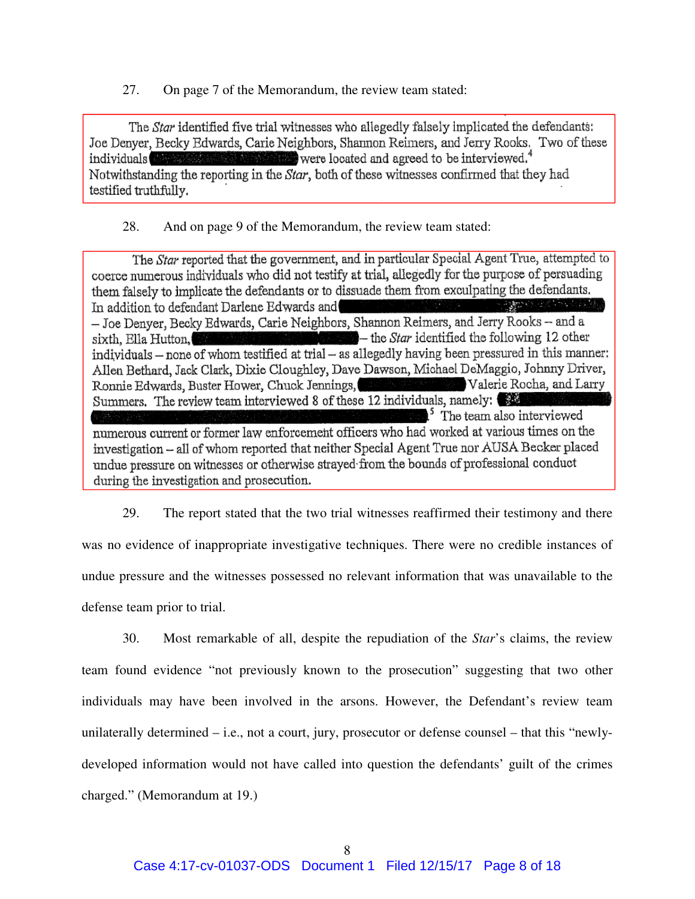27. On page 7 of the Memorandum, the review team stated:

> The *Star* identified five trial witnesses who allegedly falsely implicated the defendants: Joe Denyer, Becky Edwards, Carie Neighbors, Shannon Reimers, and Jerry Rooks. Two of these individuals [REDACTED] were located and agreed to be interviewed.[4] Notwithstanding the reporting in the *Star*, both of these witnesses confirmed that they had testified truthfully.

28. And on page 9 of the Memorandum, the review team stated:

> The *Star* reported that the government, and in particular Special Agent True, attempted to coerce numerous individuals who did not testify at trial, allegedly for the purpose of persuading them falsely to implicate the defendants or to dissuade them from exculpating the defendants. In addition to defendant Darlene Edwards and [REDACTED] – Joe Denyer, Becky Edwards, Carie Neighbors, Shannon Reimers, and Jerry Rooks – and a sixth, Ella Hutton, [REDACTED] – the *Star* identified the following 12 other individuals – none of whom testified at trial – as allegedly having been pressured in this manner: Allen Bethard, Jack Clark, Dixie Cloughley, Dave Dawson, Michael DeMaggio, Johnny Driver, Ronnie Edwards, Buster Hower, Chuck Jennings, [REDACTED] Valerie Rocha, and Larry Summers. The review team interviewed 8 of these 12 individuals, namely: [REDACTED][5] The team also interviewed numerous current or former law enforcement officers who had worked at various times on the investigation – all of whom reported that neither Special Agent True nor AUSA Becker placed undue pressure on witnesses or otherwise strayed from the bounds of professional conduct during the investigation and prosecution.

29. The report stated that the two trial witnesses reaffirmed their testimony and there was no evidence of inappropriate investigative techniques. There were no credible instances of undue pressure and the witnesses possessed no relevant information that was unavailable to the defense team prior to trial.

30. Most remarkable of all, despite the repudiation of the *Star*'s claims, the review team found evidence "not previously known to the prosecution" suggesting that two other individuals may have been involved in the arsons. However, the Defendant's review team unilaterally determined – i.e., not a court, jury, prosecutor or defense counsel – that this "newly-developed information would not have called into question the defendants' guilt of the crimes charged." (Memorandum at 19.)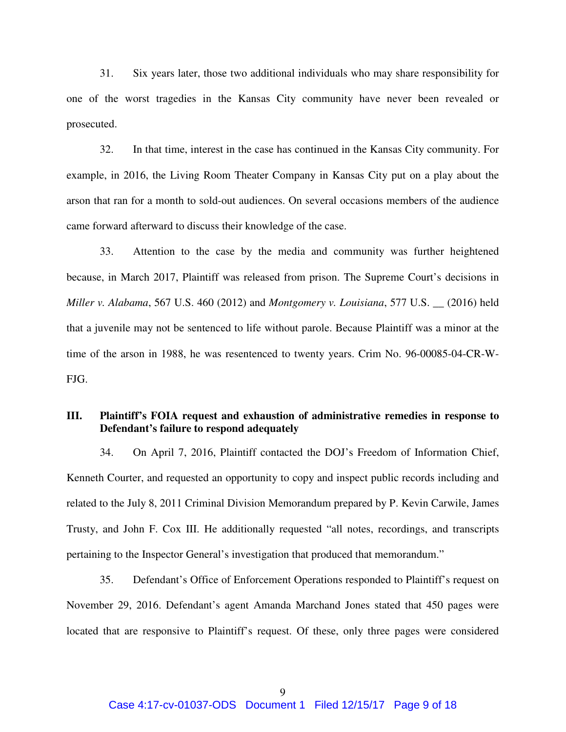31. Six years later, those two additional individuals who may share responsibility for one of the worst tragedies in the Kansas City community have never been revealed or prosecuted.

32. In that time, interest in the case has continued in the Kansas City community. For example, in 2016, the Living Room Theater Company in Kansas City put on a play about the arson that ran for a month to sold-out audiences. On several occasions members of the audience came forward afterward to discuss their knowledge of the case.

33. Attention to the case by the media and community was further heightened because, in March 2017, Plaintiff was released from prison. The Supreme Court's decisions in *Miller v. Alabama*, 567 U.S. 460 (2012) and *Montgomery v. Louisiana*, 577 U.S. __ (2016) held that a juvenile may not be sentenced to life without parole. Because Plaintiff was a minor at the time of the arson in 1988, he was resentenced to twenty years. Crim No. 96-00085-04-CR-W-FJG.

## III. Plaintiff's FOIA request and exhaustion of administrative remedies in response to Defendant's failure to respond adequately

34. On April 7, 2016, Plaintiff contacted the DOJ's Freedom of Information Chief, Kenneth Courter, and requested an opportunity to copy and inspect public records including and related to the July 8, 2011 Criminal Division Memorandum prepared by P. Kevin Carwile, James Trusty, and John F. Cox III. He additionally requested "all notes, recordings, and transcripts pertaining to the Inspector General's investigation that produced that memorandum."

35. Defendant's Office of Enforcement Operations responded to Plaintiff's request on November 29, 2016. Defendant's agent Amanda Marchand Jones stated that 450 pages were located that are responsive to Plaintiff's request. Of these, only three pages were considered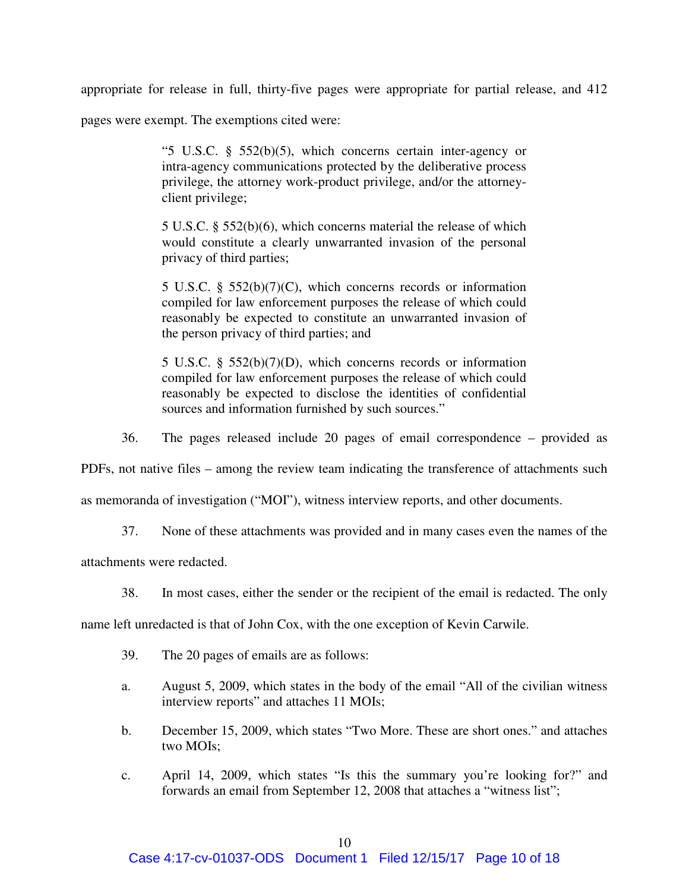appropriate for release in full, thirty-five pages were appropriate for partial release, and 412 pages were exempt. The exemptions cited were:

> "5 U.S.C. § 552(b)(5), which concerns certain inter-agency or intra-agency communications protected by the deliberative process privilege, the attorney work-product privilege, and/or the attorney-client privilege;
>
> 5 U.S.C. § 552(b)(6), which concerns material the release of which would constitute a clearly unwarranted invasion of the personal privacy of third parties;
>
> 5 U.S.C. § 552(b)(7)(C), which concerns records or information compiled for law enforcement purposes the release of which could reasonably be expected to constitute an unwarranted invasion of the person privacy of third parties; and
>
> 5 U.S.C. § 552(b)(7)(D), which concerns records or information compiled for law enforcement purposes the release of which could reasonably be expected to disclose the identities of confidential sources and information furnished by such sources."

36. The pages released include 20 pages of email correspondence – provided as PDFs, not native files – among the review team indicating the transference of attachments such as memoranda of investigation ("MOI"), witness interview reports, and other documents.

37. None of these attachments was provided and in many cases even the names of the attachments were redacted.

38. In most cases, either the sender or the recipient of the email is redacted. The only name left unredacted is that of John Cox, with the one exception of Kevin Carwile.

39. The 20 pages of emails are as follows:

a. August 5, 2009, which states in the body of the email "All of the civilian witness interview reports" and attaches 11 MOIs;

b. December 15, 2009, which states "Two More. These are short ones." and attaches two MOIs;

c. April 14, 2009, which states "Is this the summary you're looking for?" and forwards an email from September 12, 2008 that attaches a "witness list";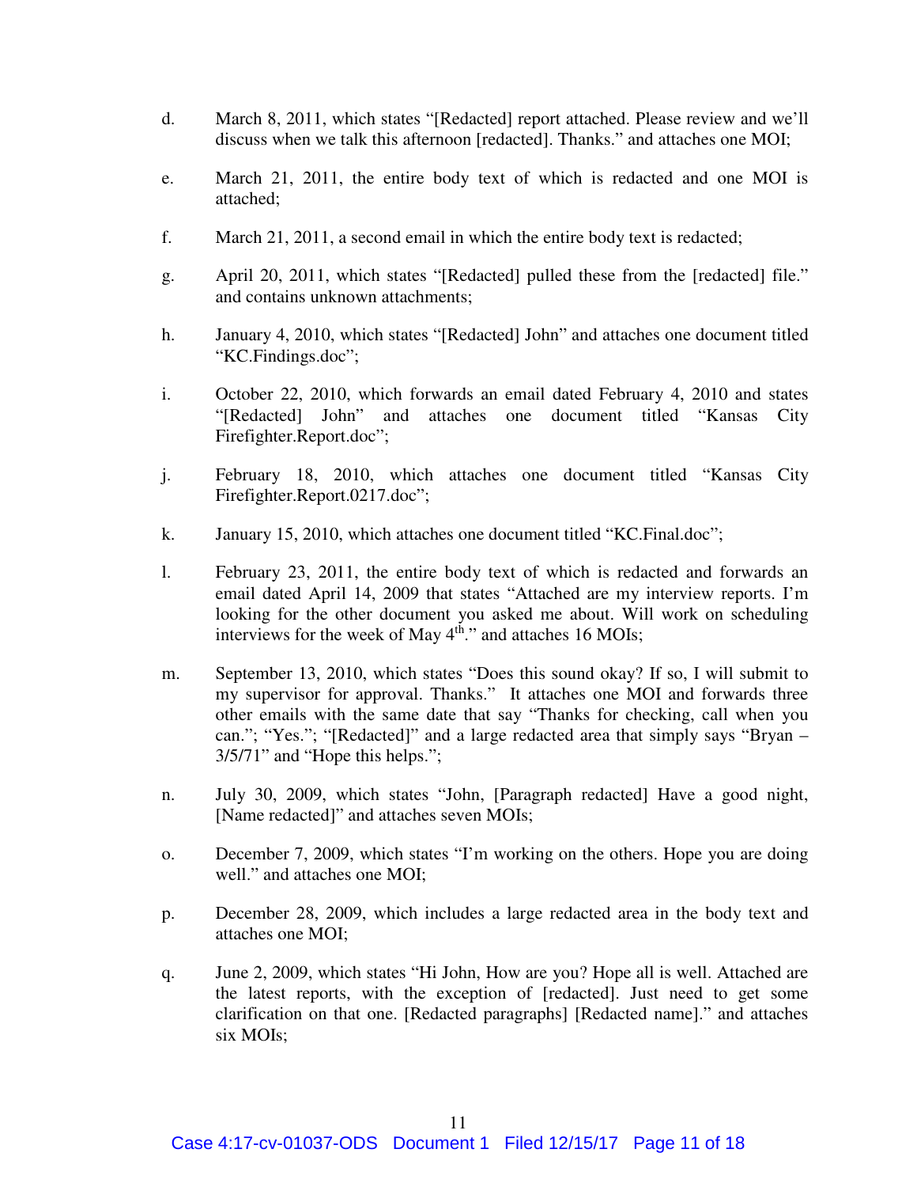d. March 8, 2011, which states "[Redacted] report attached. Please review and we'll discuss when we talk this afternoon [redacted]. Thanks." and attaches one MOI;

e. March 21, 2011, the entire body text of which is redacted and one MOI is attached;

f. March 21, 2011, a second email in which the entire body text is redacted;

g. April 20, 2011, which states "[Redacted] pulled these from the [redacted] file." and contains unknown attachments;

h. January 4, 2010, which states "[Redacted] John" and attaches one document titled "KC.Findings.doc";

i. October 22, 2010, which forwards an email dated February 4, 2010 and states "[Redacted] John" and attaches one document titled "Kansas City Firefighter.Report.doc";

j. February 18, 2010, which attaches one document titled "Kansas City Firefighter.Report.0217.doc";

k. January 15, 2010, which attaches one document titled "KC.Final.doc";

l. February 23, 2011, the entire body text of which is redacted and forwards an email dated April 14, 2009 that states "Attached are my interview reports. I'm looking for the other document you asked me about. Will work on scheduling interviews for the week of May 4th." and attaches 16 MOIs;

m. September 13, 2010, which states "Does this sound okay? If so, I will submit to my supervisor for approval. Thanks." It attaches one MOI and forwards three other emails with the same date that say "Thanks for checking, call when you can."; "Yes."; "[Redacted]" and a large redacted area that simply says "Bryan – 3/5/71" and "Hope this helps.";

n. July 30, 2009, which states "John, [Paragraph redacted] Have a good night, [Name redacted]" and attaches seven MOIs;

o. December 7, 2009, which states "I'm working on the others. Hope you are doing well." and attaches one MOI;

p. December 28, 2009, which includes a large redacted area in the body text and attaches one MOI;

q. June 2, 2009, which states "Hi John, How are you? Hope all is well. Attached are the latest reports, with the exception of [redacted]. Just need to get some clarification on that one. [Redacted paragraphs] [Redacted name]." and attaches six MOIs;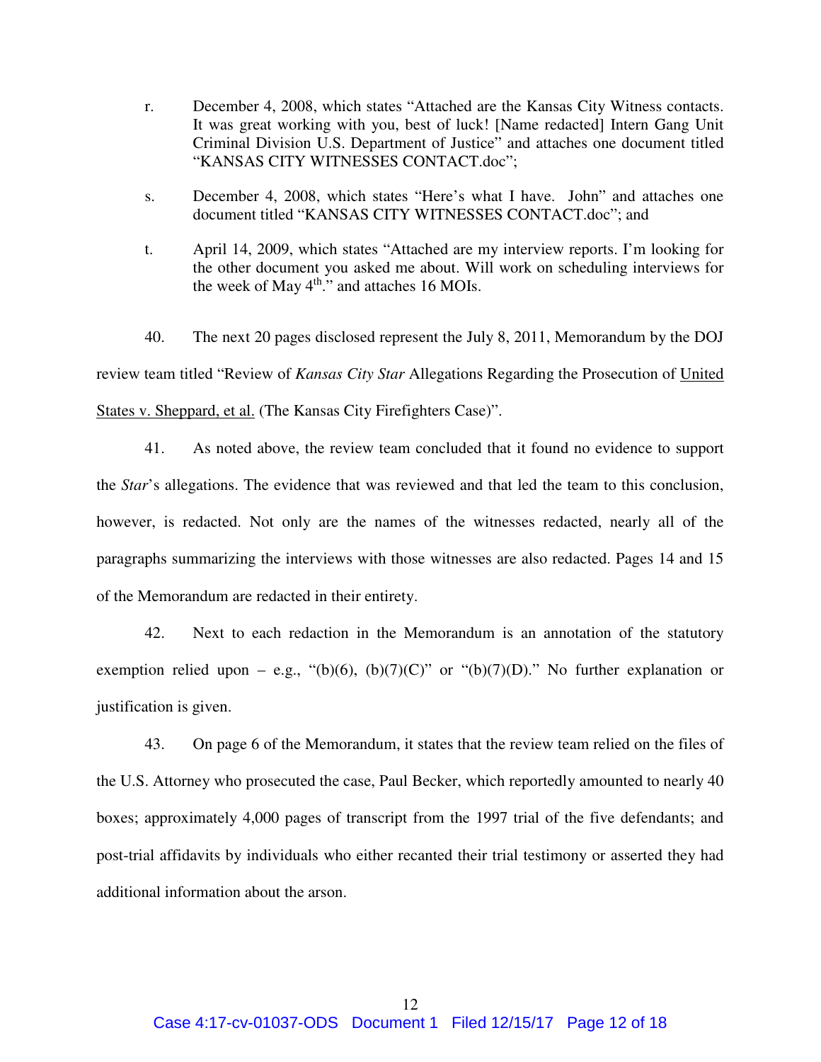r. December 4, 2008, which states "Attached are the Kansas City Witness contacts. It was great working with you, best of luck! [Name redacted] Intern Gang Unit Criminal Division U.S. Department of Justice" and attaches one document titled "KANSAS CITY WITNESSES CONTACT.doc";

s. December 4, 2008, which states "Here's what I have. John" and attaches one document titled "KANSAS CITY WITNESSES CONTACT.doc"; and

t. April 14, 2009, which states "Attached are my interview reports. I'm looking for the other document you asked me about. Will work on scheduling interviews for the week of May 4th." and attaches 16 MOIs.

40. The next 20 pages disclosed represent the July 8, 2011, Memorandum by the DOJ review team titled "Review of *Kansas City Star* Allegations Regarding the Prosecution of United States v. Sheppard, et al. (The Kansas City Firefighters Case)".

41. As noted above, the review team concluded that it found no evidence to support the *Star*'s allegations. The evidence that was reviewed and that led the team to this conclusion, however, is redacted. Not only are the names of the witnesses redacted, nearly all of the paragraphs summarizing the interviews with those witnesses are also redacted. Pages 14 and 15 of the Memorandum are redacted in their entirety.

42. Next to each redaction in the Memorandum is an annotation of the statutory exemption relied upon – e.g., "(b)(6), (b)(7)(C)" or "(b)(7)(D)." No further explanation or justification is given.

43. On page 6 of the Memorandum, it states that the review team relied on the files of the U.S. Attorney who prosecuted the case, Paul Becker, which reportedly amounted to nearly 40 boxes; approximately 4,000 pages of transcript from the 1997 trial of the five defendants; and post-trial affidavits by individuals who either recanted their trial testimony or asserted they had additional information about the arson.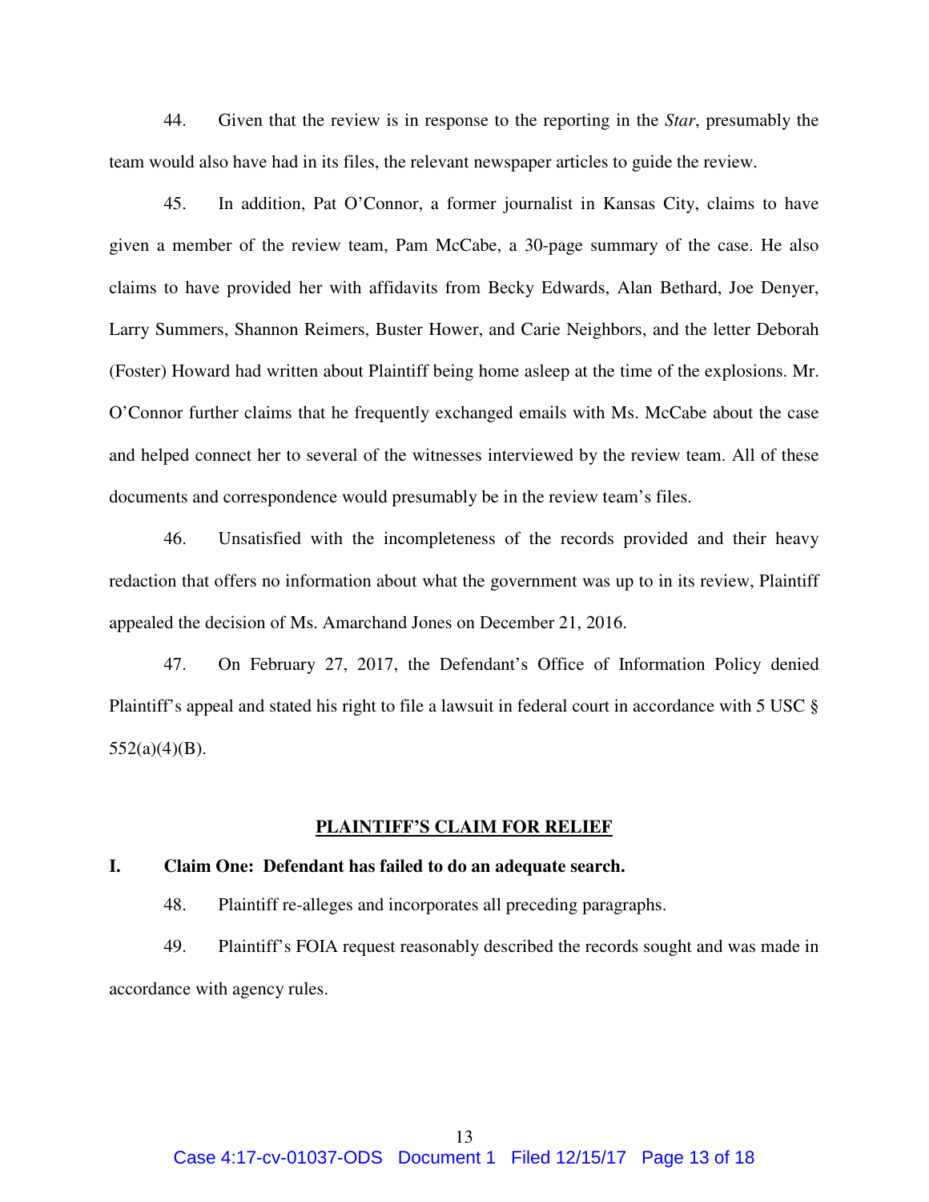44. Given that the review is in response to the reporting in the *Star*, presumably the team would also have had in its files, the relevant newspaper articles to guide the review.

45. In addition, Pat O'Connor, a former journalist in Kansas City, claims to have given a member of the review team, Pam McCabe, a 30-page summary of the case. He also claims to have provided her with affidavits from Becky Edwards, Alan Bethard, Joe Denyer, Larry Summers, Shannon Reimers, Buster Hower, and Carie Neighbors, and the letter Deborah (Foster) Howard had written about Plaintiff being home asleep at the time of the explosions. Mr. O'Connor further claims that he frequently exchanged emails with Ms. McCabe about the case and helped connect her to several of the witnesses interviewed by the review team. All of these documents and correspondence would presumably be in the review team's files.

46. Unsatisfied with the incompleteness of the records provided and their heavy redaction that offers no information about what the government was up to in its review, Plaintiff appealed the decision of Ms. Amarchand Jones on December 21, 2016.

47. On February 27, 2017, the Defendant's Office of Information Policy denied Plaintiff's appeal and stated his right to file a lawsuit in federal court in accordance with 5 USC § 552(a)(4)(B).

## PLAINTIFF'S CLAIM FOR RELIEF

### I. Claim One: Defendant has failed to do an adequate search.

48. Plaintiff re-alleges and incorporates all preceding paragraphs.

49. Plaintiff's FOIA request reasonably described the records sought and was made in accordance with agency rules.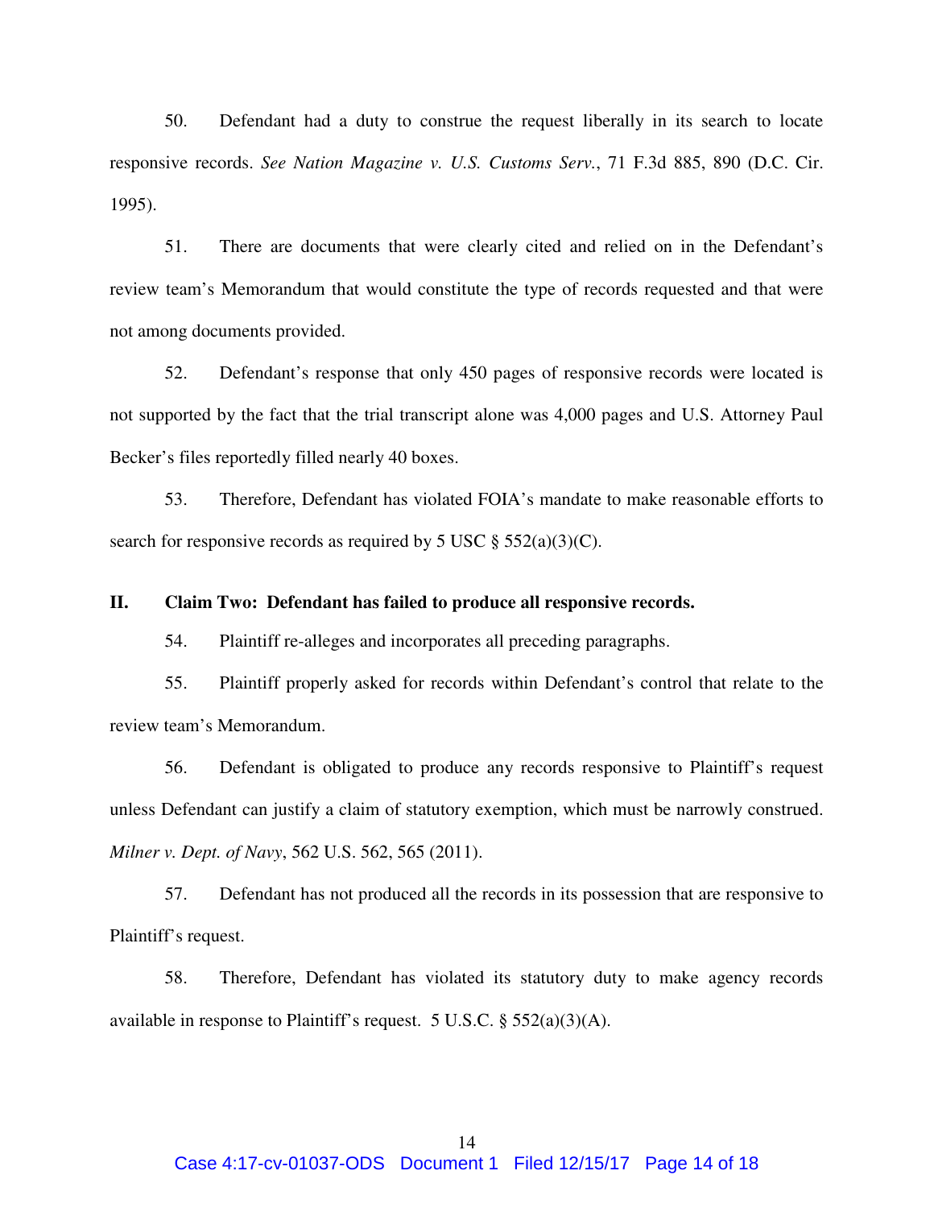50. Defendant had a duty to construe the request liberally in its search to locate responsive records. *See Nation Magazine v. U.S. Customs Serv.*, 71 F.3d 885, 890 (D.C. Cir. 1995).

51. There are documents that were clearly cited and relied on in the Defendant's review team's Memorandum that would constitute the type of records requested and that were not among documents provided.

52. Defendant's response that only 450 pages of responsive records were located is not supported by the fact that the trial transcript alone was 4,000 pages and U.S. Attorney Paul Becker's files reportedly filled nearly 40 boxes.

53. Therefore, Defendant has violated FOIA's mandate to make reasonable efforts to search for responsive records as required by 5 USC § 552(a)(3)(C).

## II. Claim Two: Defendant has failed to produce all responsive records.

54. Plaintiff re-alleges and incorporates all preceding paragraphs.

55. Plaintiff properly asked for records within Defendant's control that relate to the review team's Memorandum.

56. Defendant is obligated to produce any records responsive to Plaintiff's request unless Defendant can justify a claim of statutory exemption, which must be narrowly construed. *Milner v. Dept. of Navy*, 562 U.S. 562, 565 (2011).

57. Defendant has not produced all the records in its possession that are responsive to Plaintiff's request.

58. Therefore, Defendant has violated its statutory duty to make agency records available in response to Plaintiff's request. 5 U.S.C. § 552(a)(3)(A).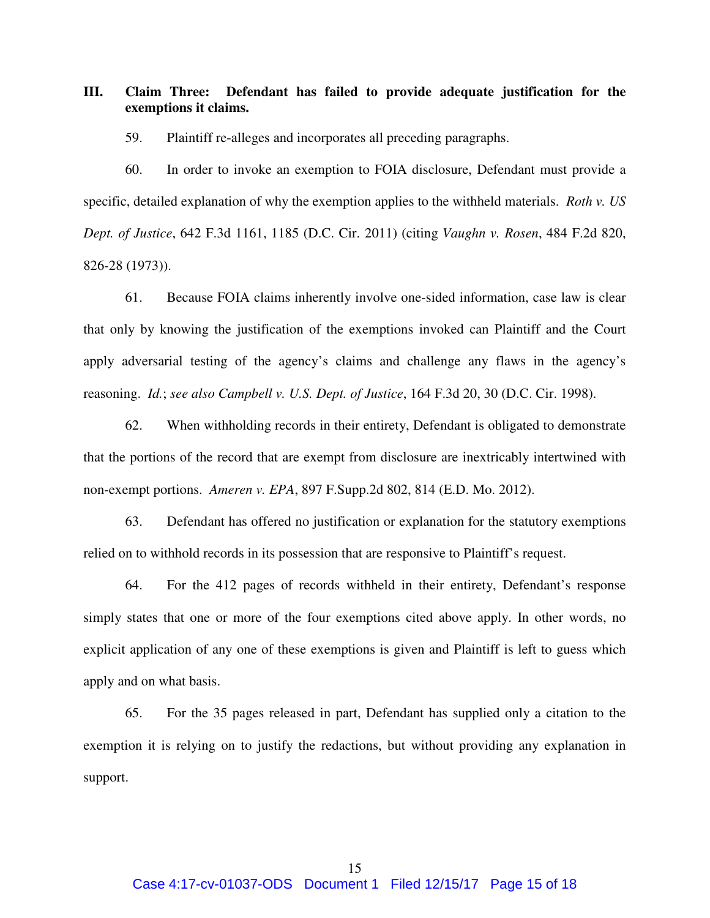## III. Claim Three: Defendant has failed to provide adequate justification for the exemptions it claims.

59. Plaintiff re-alleges and incorporates all preceding paragraphs.

60. In order to invoke an exemption to FOIA disclosure, Defendant must provide a specific, detailed explanation of why the exemption applies to the withheld materials. *Roth v. US Dept. of Justice*, 642 F.3d 1161, 1185 (D.C. Cir. 2011) (citing *Vaughn v. Rosen*, 484 F.2d 820, 826-28 (1973)).

61. Because FOIA claims inherently involve one-sided information, case law is clear that only by knowing the justification of the exemptions invoked can Plaintiff and the Court apply adversarial testing of the agency's claims and challenge any flaws in the agency's reasoning. *Id.*; *see also Campbell v. U.S. Dept. of Justice*, 164 F.3d 20, 30 (D.C. Cir. 1998).

62. When withholding records in their entirety, Defendant is obligated to demonstrate that the portions of the record that are exempt from disclosure are inextricably intertwined with non-exempt portions. *Ameren v. EPA*, 897 F.Supp.2d 802, 814 (E.D. Mo. 2012).

63. Defendant has offered no justification or explanation for the statutory exemptions relied on to withhold records in its possession that are responsive to Plaintiff's request.

64. For the 412 pages of records withheld in their entirety, Defendant's response simply states that one or more of the four exemptions cited above apply. In other words, no explicit application of any one of these exemptions is given and Plaintiff is left to guess which apply and on what basis.

65. For the 35 pages released in part, Defendant has supplied only a citation to the exemption it is relying on to justify the redactions, but without providing any explanation in support.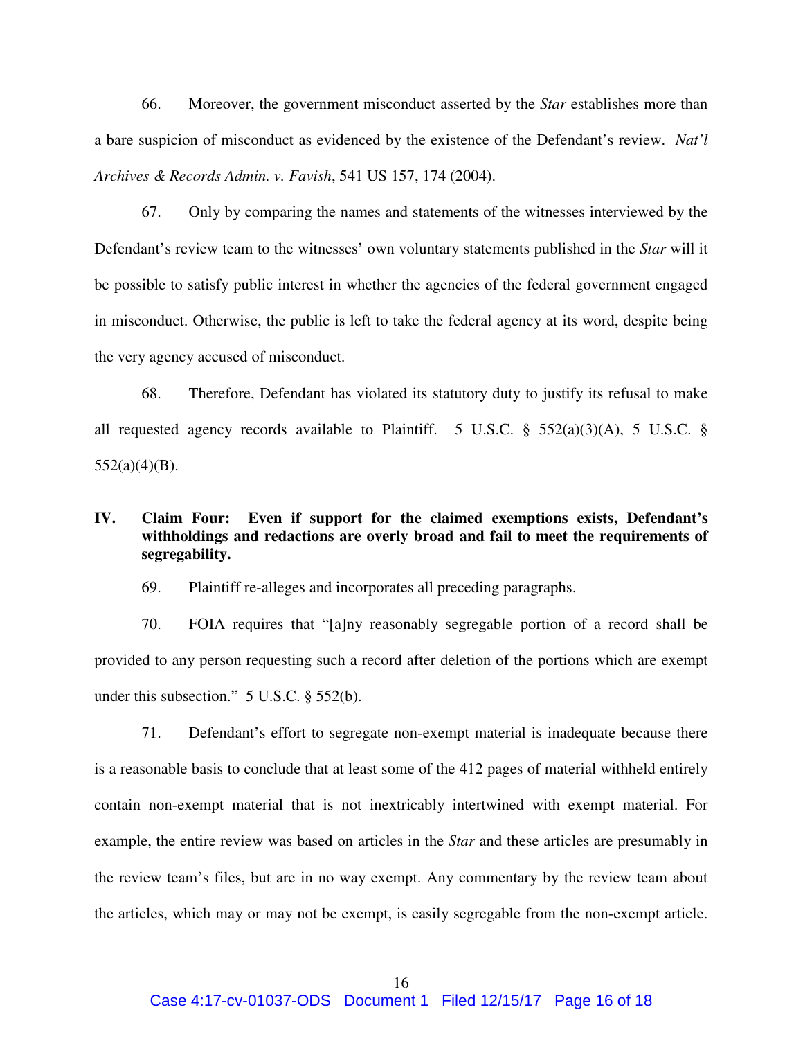66. Moreover, the government misconduct asserted by the *Star* establishes more than a bare suspicion of misconduct as evidenced by the existence of the Defendant's review. *Nat'l Archives & Records Admin. v. Favish*, 541 US 157, 174 (2004).

67. Only by comparing the names and statements of the witnesses interviewed by the Defendant's review team to the witnesses' own voluntary statements published in the *Star* will it be possible to satisfy public interest in whether the agencies of the federal government engaged in misconduct. Otherwise, the public is left to take the federal agency at its word, despite being the very agency accused of misconduct.

68. Therefore, Defendant has violated its statutory duty to justify its refusal to make all requested agency records available to Plaintiff. 5 U.S.C. § 552(a)(3)(A), 5 U.S.C. § 552(a)(4)(B).

## IV. Claim Four: Even if support for the claimed exemptions exists, Defendant's withholdings and redactions are overly broad and fail to meet the requirements of segregability.

69. Plaintiff re-alleges and incorporates all preceding paragraphs.

70. FOIA requires that "[a]ny reasonably segregable portion of a record shall be provided to any person requesting such a record after deletion of the portions which are exempt under this subsection." 5 U.S.C. § 552(b).

71. Defendant's effort to segregate non-exempt material is inadequate because there is a reasonable basis to conclude that at least some of the 412 pages of material withheld entirely contain non-exempt material that is not inextricably intertwined with exempt material. For example, the entire review was based on articles in the *Star* and these articles are presumably in the review team's files, but are in no way exempt. Any commentary by the review team about the articles, which may or may not be exempt, is easily segregable from the non-exempt article.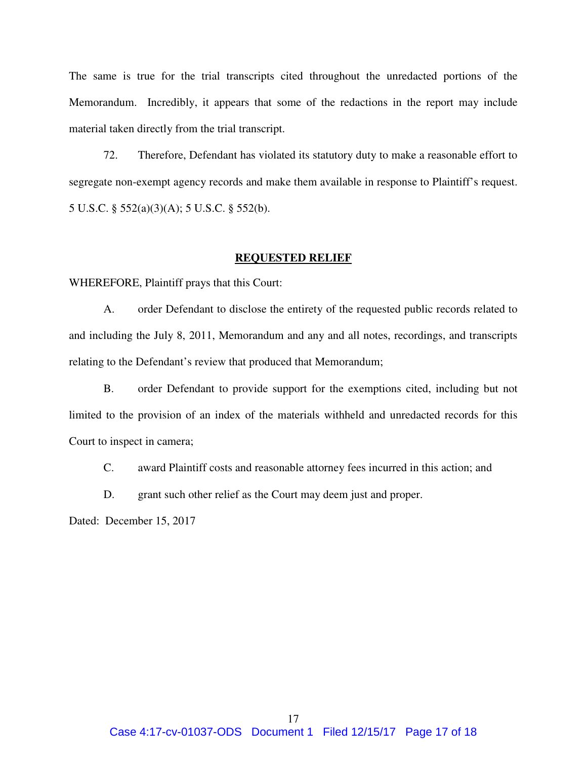The same is true for the trial transcripts cited throughout the unredacted portions of the Memorandum. Incredibly, it appears that some of the redactions in the report may include material taken directly from the trial transcript.

72. Therefore, Defendant has violated its statutory duty to make a reasonable effort to segregate non-exempt agency records and make them available in response to Plaintiff's request. 5 U.S.C. § 552(a)(3)(A); 5 U.S.C. § 552(b).

## REQUESTED RELIEF

WHEREFORE, Plaintiff prays that this Court:

A. order Defendant to disclose the entirety of the requested public records related to and including the July 8, 2011, Memorandum and any and all notes, recordings, and transcripts relating to the Defendant's review that produced that Memorandum;

B. order Defendant to provide support for the exemptions cited, including but not limited to the provision of an index of the materials withheld and unredacted records for this Court to inspect in camera;

C. award Plaintiff costs and reasonable attorney fees incurred in this action; and

D. grant such other relief as the Court may deem just and proper.

Dated: December 15, 2017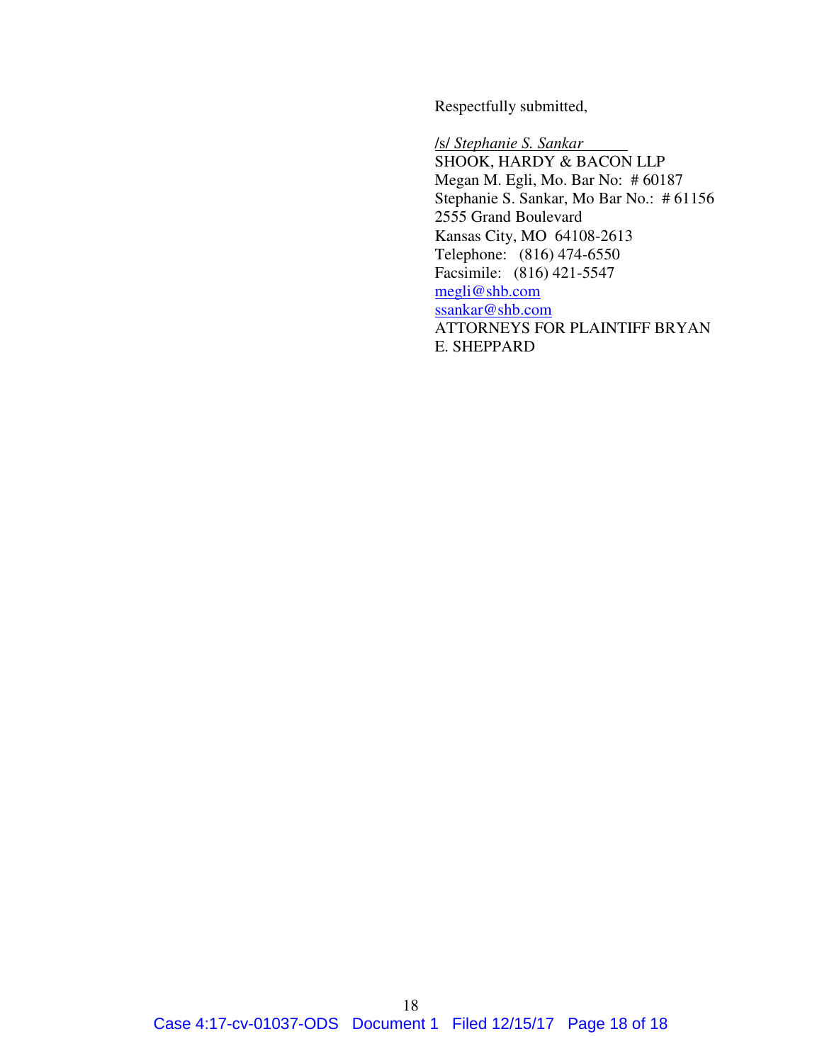Respectfully submitted,

/s/ *Stephanie S. Sankar*
SHOOK, HARDY & BACON LLP
Megan M. Egli, Mo. Bar No: # 60187
Stephanie S. Sankar, Mo Bar No.: # 61156
2555 Grand Boulevard
Kansas City, MO 64108-2613
Telephone: (816) 474-6550
Facsimile: (816) 421-5547
megli@shb.com
ssankar@shb.com
ATTORNEYS FOR PLAINTIFF BRYAN E. SHEPPARD